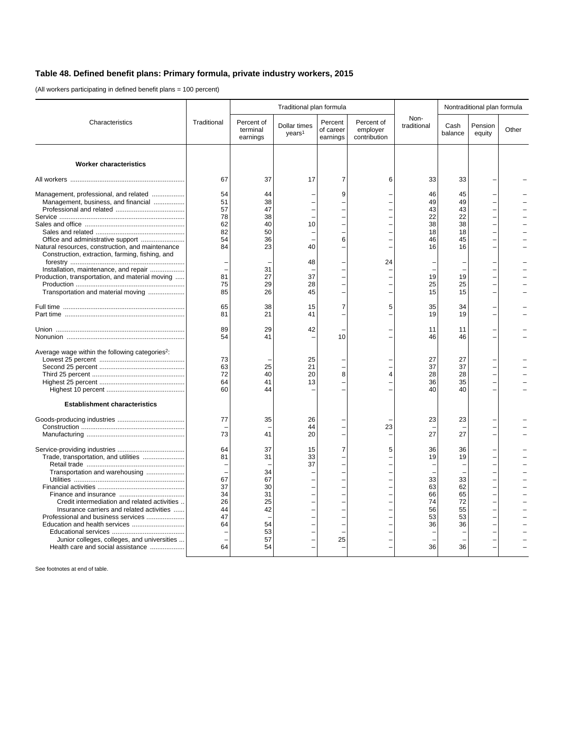## Table 48. Defined benefit plans: Primary formula, private industry workers, 2015

(All workers participating in defined benefit plans = 100 percent)

| Characteristics | Traditional | Traditional plan formula | | | | Non-traditional | Nontraditional plan formula | | |
|---|---|---|---|---|---|---|---|---|---|
| | | Percent of terminal earnings | Dollar times years[1] | Percent of career earnings | Percent of employer contribution | | Cash balance | Pension equity | Other |
| **Worker characteristics** | | | | | | | | | |
| All workers | 67 | 37 | 17 | 7 | 6 | 33 | 33 | – | – |
| Management, professional, and related | 54 | 44 | – | 9 | – | 46 | 45 | – | – |
| Management, business, and financial | 51 | 38 | – | – | – | 49 | 49 | – | – |
| Professional and related | 57 | 47 | – | – | – | 43 | 43 | – | – |
| Service | 78 | 38 | – | – | – | 22 | 22 | – | – |
| Sales and office | 62 | 40 | 10 | – | – | 38 | 38 | – | – |
| Sales and related | 82 | 50 | – | – | – | 18 | 18 | – | – |
| Office and administrative support | 54 | 36 | – | 6 | – | 46 | 45 | – | – |
| Natural resources, construction, and maintenance | 84 | 23 | 40 | – | – | 16 | 16 | – | – |
| Construction, extraction, farming, fishing, and forestry | – | – | 48 | – | 24 | – | – | – | – |
| Installation, maintenance, and repair | – | 31 | – | – | – | – | – | – | – |
| Production, transportation, and material moving | 81 | 27 | 37 | – | – | 19 | 19 | – | – |
| Production | 75 | 29 | 28 | – | – | 25 | 25 | – | – |
| Transportation and material moving | 85 | 26 | 45 | – | – | 15 | 15 | – | – |
| Full time | 65 | 38 | 15 | 7 | 5 | 35 | 34 | – | – |
| Part time | 81 | 21 | 41 | – | – | 19 | 19 | – | – |
| Union | 89 | 29 | 42 | – | – | 11 | 11 | – | – |
| Nonunion | 54 | 41 | – | 10 | – | 46 | 46 | – | – |
| Average wage within the following categories[2]: | | | | | | | | | |
| Lowest 25 percent | 73 | – | 25 | – | – | 27 | 27 | – | – |
| Second 25 percent | 63 | 25 | 21 | – | – | 37 | 37 | – | – |
| Third 25 percent | 72 | 40 | 20 | 8 | 4 | 28 | 28 | – | – |
| Highest 25 percent | 64 | 41 | 13 | – | – | 36 | 35 | – | – |
| Highest 10 percent | 60 | 44 | – | – | – | 40 | 40 | – | – |
| **Establishment characteristics** | | | | | | | | | |
| Goods-producing industries | 77 | 35 | 26 | – | – | 23 | 23 | – | – |
| Construction | – | – | 44 | – | 23 | – | – | – | – |
| Manufacturing | 73 | 41 | 20 | – | – | 27 | 27 | – | – |
| Service-providing industries | 64 | 37 | 15 | 7 | 5 | 36 | 36 | – | – |
| Trade, transportation, and utilities | 81 | 31 | 33 | – | – | 19 | 19 | – | – |
| Retail trade | – | – | 37 | – | – | – | – | – | – |
| Transportation and warehousing | – | 34 | – | – | – | – | – | – | – |
| Utilities | 67 | 67 | – | – | – | 33 | 33 | – | – |
| Financial activities | 37 | 30 | – | – | – | 63 | 62 | – | – |
| Finance and insurance | 34 | 31 | – | – | – | 66 | 65 | – | – |
| Credit intermediation and related activities | 26 | 25 | – | – | – | 74 | 72 | – | – |
| Insurance carriers and related activities | 44 | 42 | – | – | – | 56 | 55 | – | – |
| Professional and business services | 47 | – | – | – | – | 53 | 53 | – | – |
| Education and health services | 64 | 54 | – | – | – | 36 | 36 | – | – |
| Educational services | – | 53 | – | – | – | – | – | – | – |
| Junior colleges, colleges, and universities | – | 57 | – | 25 | – | – | – | – | – |
| Health care and social assistance | 64 | 54 | – | – | – | 36 | 36 | – | – |

See footnotes at end of table.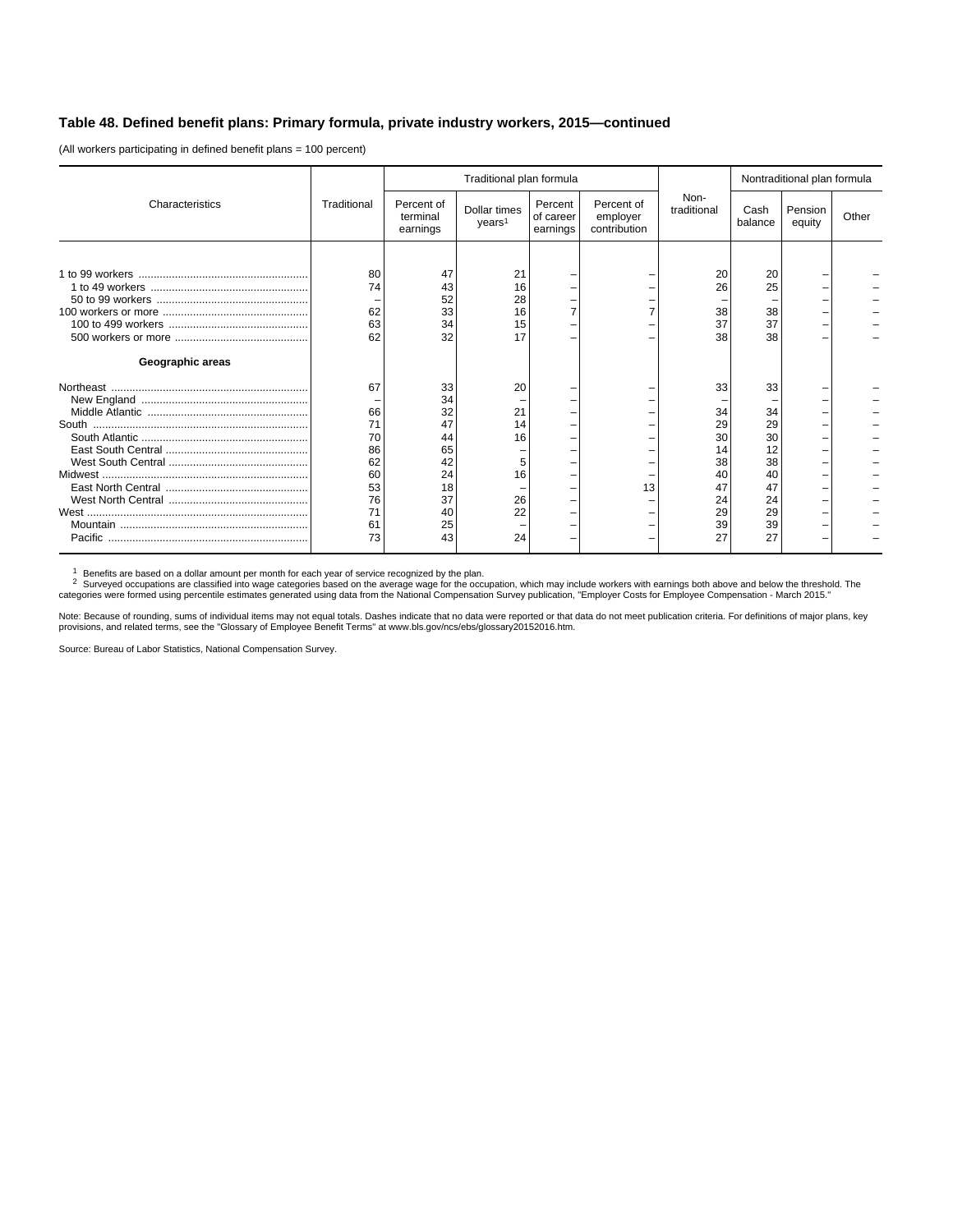## Table 48. Defined benefit plans: Primary formula, private industry workers, 2015—continued

(All workers participating in defined benefit plans = 100 percent)

| Characteristics | Traditional | Traditional plan formula | | | | Non-traditional | Nontraditional plan formula | | |
|---|---|---|---|---|---|---|---|---|---|
| | | Percent of terminal earnings | Dollar times years[1] | Percent of career earnings | Percent of employer contribution | | Cash balance | Pension equity | Other |
| 1 to 99 workers | 80 | 47 | 21 | – | – | 20 | 20 | – | – |
| 1 to 49 workers | 74 | 43 | 16 | – | – | 26 | 25 | – | – |
| 50 to 99 workers | – | 52 | 28 | – | – | – | – | – | – |
| 100 workers or more | 62 | 33 | 16 | 7 | 7 | 38 | 38 | – | – |
| 100 to 499 workers | 63 | 34 | 15 | – | – | 37 | 37 | – | – |
| 500 workers or more | 62 | 32 | 17 | – | – | 38 | 38 | – | – |
| **Geographic areas** | | | | | | | | | |
| Northeast | 67 | 33 | 20 | – | – | 33 | 33 | – | – |
| New England | – | 34 | – | – | – | – | – | – | – |
| Middle Atlantic | 66 | 32 | 21 | – | – | 34 | 34 | – | – |
| South | 71 | 47 | 14 | – | – | 29 | 29 | – | – |
| South Atlantic | 70 | 44 | 16 | – | – | 30 | 30 | – | – |
| East South Central | 86 | 65 | – | – | – | 14 | 12 | – | – |
| West South Central | 62 | 42 | 5 | – | – | 38 | 38 | – | – |
| Midwest | 60 | 24 | 16 | – | – | 40 | 40 | – | – |
| East North Central | 53 | 18 | – | – | 13 | 47 | 47 | – | – |
| West North Central | 76 | 37 | 26 | – | – | 24 | 24 | – | – |
| West | 71 | 40 | 22 | – | – | 29 | 29 | – | – |
| Mountain | 61 | 25 | – | – | – | 39 | 39 | – | – |
| Pacific | 73 | 43 | 24 | – | – | 27 | 27 | – | – |

[1] Benefits are based on a dollar amount per month for each year of service recognized by the plan.
[2] Surveyed occupations are classified into wage categories based on the average wage for the occupation, which may include workers with earnings both above and below the threshold. The categories were formed using percentile estimates generated using data from the National Compensation Survey publication, "Employer Costs for Employee Compensation - March 2015."

Note: Because of rounding, sums of individual items may not equal totals. Dashes indicate that no data were reported or that data do not meet publication criteria. For definitions of major plans, key provisions, and related terms, see the "Glossary of Employee Benefit Terms" at www.bls.gov/ncs/ebs/glossary20152016.htm.

Source: Bureau of Labor Statistics, National Compensation Survey.